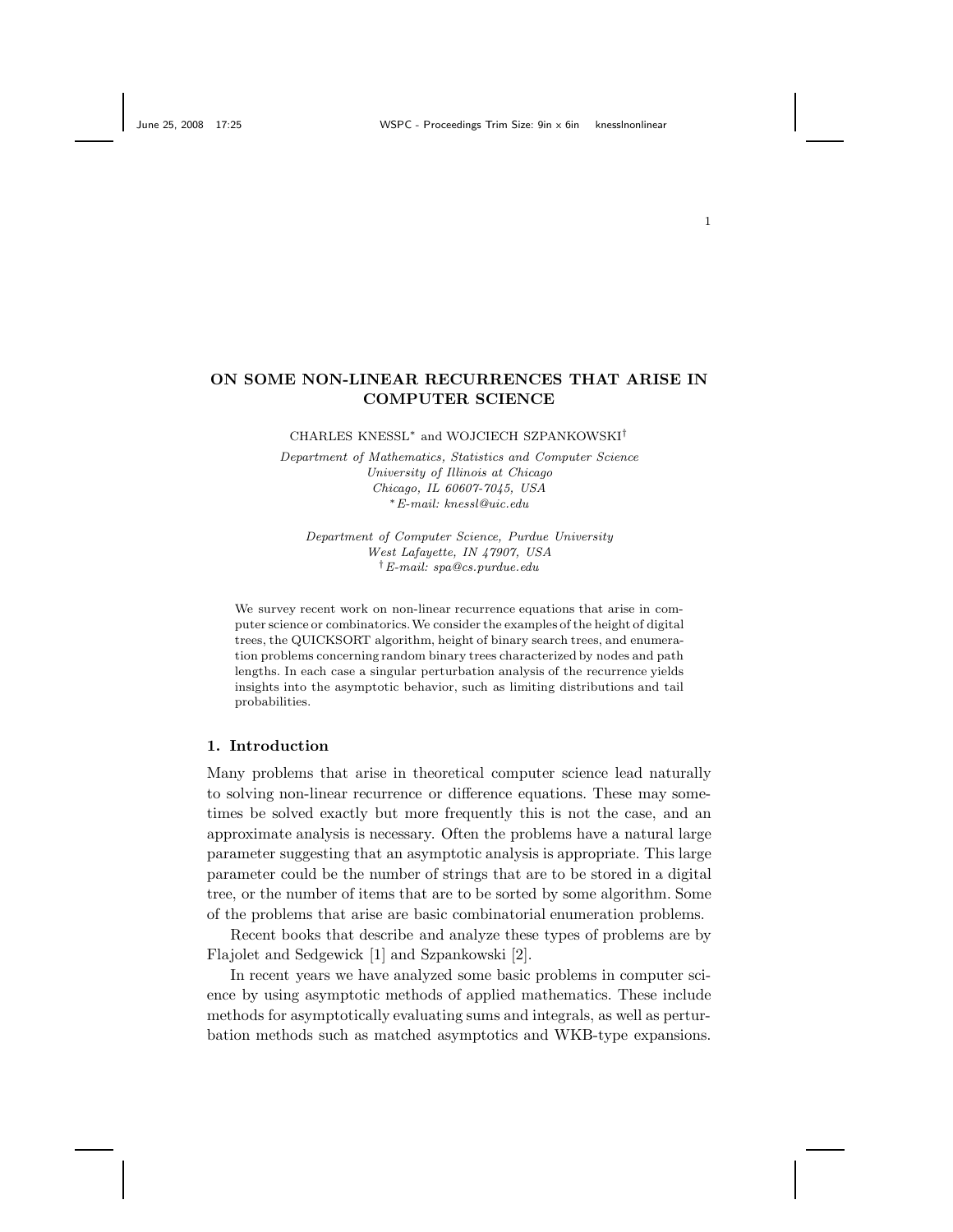# ON SOME NON-LINEAR RECURRENCES THAT ARISE IN COMPUTER SCIENCE

CHARLES KNESSL* and WOJCIECH SZPANKOWSKI†

*Department of Mathematics, Statistics and Computer Science*
*University of Illinois at Chicago*
*Chicago, IL 60607-7045, USA*
*\*E-mail: knessl@uic.edu*

*Department of Computer Science, Purdue University*
*West Lafayette, IN 47907, USA*
*†E-mail: spa@cs.purdue.edu*

We survey recent work on non-linear recurrence equations that arise in computer science or combinatorics. We consider the examples of the height of digital trees, the QUICKSORT algorithm, height of binary search trees, and enumeration problems concerning random binary trees characterized by nodes and path lengths. In each case a singular perturbation analysis of the recurrence yields insights into the asymptotic behavior, such as limiting distributions and tail probabilities.

## 1. Introduction

Many problems that arise in theoretical computer science lead naturally to solving non-linear recurrence or difference equations. These may sometimes be solved exactly but more frequently this is not the case, and an approximate analysis is necessary. Often the problems have a natural large parameter suggesting that an asymptotic analysis is appropriate. This large parameter could be the number of strings that are to be stored in a digital tree, or the number of items that are to be sorted by some algorithm. Some of the problems that arise are basic combinatorial enumeration problems.

Recent books that describe and analyze these types of problems are by Flajolet and Sedgewick [1] and Szpankowski [2].

In recent years we have analyzed some basic problems in computer science by using asymptotic methods of applied mathematics. These include methods for asymptotically evaluating sums and integrals, as well as perturbation methods such as matched asymptotics and WKB-type expansions.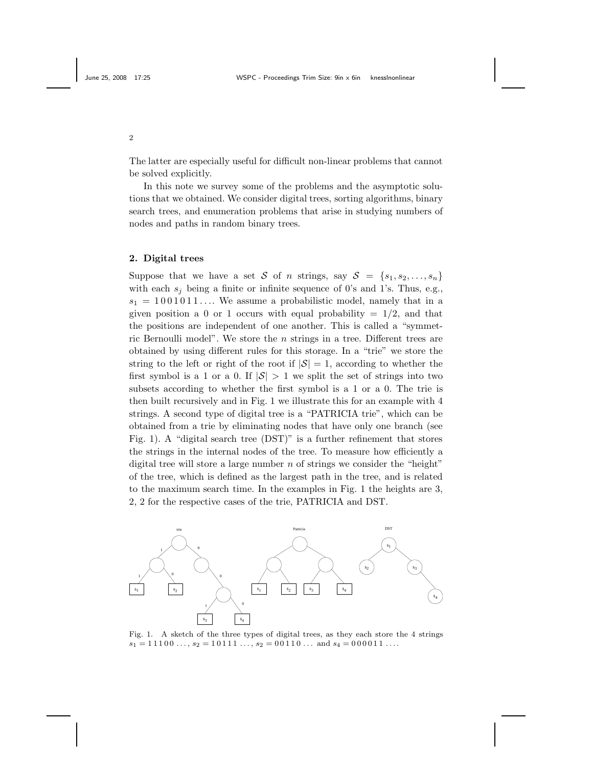The latter are especially useful for difficult non-linear problems that cannot be solved explicitly.

In this note we survey some of the problems and the asymptotic solutions that we obtained. We consider digital trees, sorting algorithms, binary search trees, and enumeration problems that arise in studying numbers of nodes and paths in random binary trees.

## 2. Digital trees

Suppose that we have a set $\mathcal{S}$ of $n$ strings, say $\mathcal{S} = \{s_1, s_2, \ldots, s_n\}$ with each $s_j$ being a finite or infinite sequence of 0's and 1's. Thus, e.g., $s_1 = 1\,0\,0\,1\,0\,1\,1\ldots$. We assume a probabilistic model, namely that in a given position a 0 or 1 occurs with equal probability $= 1/2$, and that the positions are independent of one another. This is called a "symmetric Bernoulli model". We store the $n$ strings in a tree. Different trees are obtained by using different rules for this storage. In a "trie" we store the string to the left or right of the root if $|\mathcal{S}| = 1$, according to whether the first symbol is a 1 or a 0. If $|\mathcal{S}| > 1$ we split the set of strings into two subsets according to whether the first symbol is a 1 or a 0. The trie is then built recursively and in Fig. 1 we illustrate this for an example with 4 strings. A second type of digital tree is a "PATRICIA trie", which can be obtained from a trie by eliminating nodes that have only one branch (see Fig. 1). A "digital search tree (DST)" is a further refinement that stores the strings in the internal nodes of the tree. To measure how efficiently a digital tree will store a large number $n$ of strings we consider the "height" of the tree, which is defined as the largest path in the tree, and is related to the maximum search time. In the examples in Fig. 1 the heights are 3, 2, 2 for the respective cases of the trie, PATRICIA and DST.

Fig. 1. A sketch of the three types of digital trees, as they each store the 4 strings $s_1 = 1\,1\,1\,0\,0\ldots$, $s_2 = 1\,0\,1\,1\,1\ldots$, $s_2 = 0\,0\,1\,1\,0\ldots$ and $s_4 = 0\,0\,0\,0\,1\,1\ldots$.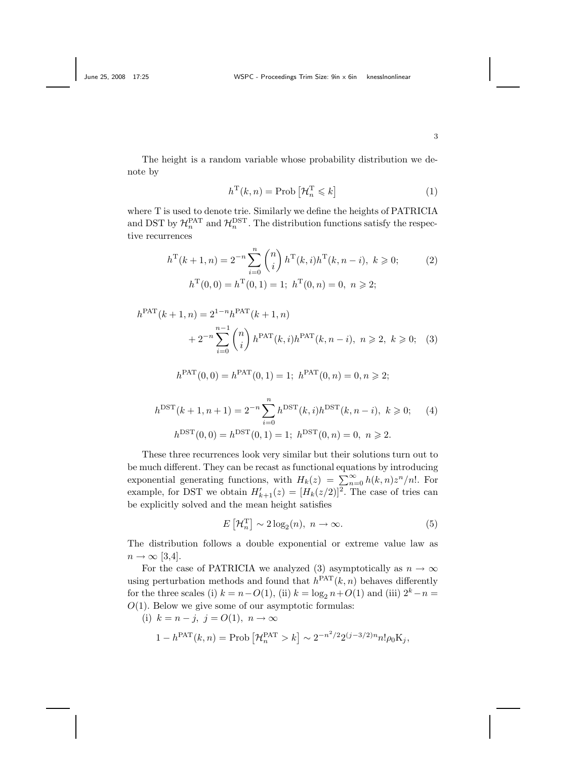The height is a random variable whose probability distribution we denote by

$$h^{\mathrm{T}}(k,n) = \mathrm{Prob}\left[\mathcal{H}_n^{\mathrm{T}} \leqslant k\right] \tag{1}$$

where T is used to denote trie. Similarly we define the heights of PATRICIA and DST by $\mathcal{H}_n^{\mathrm{PAT}}$ and $\mathcal{H}_n^{\mathrm{DST}}$. The distribution functions satisfy the respective recurrences

$$h^{\mathrm{T}}(k+1,n) = 2^{-n}\sum_{i=0}^{n}\binom{n}{i} h^{\mathrm{T}}(k,i)h^{\mathrm{T}}(k,n-i),\ k \geqslant 0; \tag{2}$$
$$h^{\mathrm{T}}(0,0) = h^{\mathrm{T}}(0,1) = 1;\ h^{\mathrm{T}}(0,n) = 0,\ n \geqslant 2;$$

$$h^{\mathrm{PAT}}(k+1,n) = 2^{1-n}h^{\mathrm{PAT}}(k+1,n) + 2^{-n}\sum_{i=0}^{n-1}\binom{n}{i} h^{\mathrm{PAT}}(k,i)h^{\mathrm{PAT}}(k,n-i),\ n \geqslant 2,\ k \geqslant 0; \tag{3}$$

$$h^{\mathrm{PAT}}(0,0) = h^{\mathrm{PAT}}(0,1) = 1;\ h^{\mathrm{PAT}}(0,n) = 0, n \geqslant 2;$$

$$h^{\mathrm{DST}}(k+1,n+1) = 2^{-n}\sum_{i=0}^{n} h^{\mathrm{DST}}(k,i)h^{\mathrm{DST}}(k,n-i),\ k \geqslant 0; \tag{4}$$
$$h^{\mathrm{DST}}(0,0) = h^{\mathrm{DST}}(0,1) = 1;\ h^{\mathrm{DST}}(0,n) = 0,\ n \geqslant 2.$$

These three recurrences look very similar but their solutions turn out to be much different. They can be recast as functional equations by introducing exponential generating functions, with $H_k(z) = \sum_{n=0}^{\infty} h(k,n)z^n/n!$. For example, for DST we obtain $H'_{k+1}(z) = [H_k(z/2)]^2$. The case of tries can be explicitly solved and the mean height satisfies

$$E\left[\mathcal{H}_n^{\mathrm{T}}\right] \sim 2\log_2(n),\ n \to \infty. \tag{5}$$

The distribution follows a double exponential or extreme value law as $n \to \infty$ [3,4].

For the case of PATRICIA we analyzed (3) asymptotically as $n \to \infty$ using perturbation methods and found that $h^{\mathrm{PAT}}(k,n)$ behaves differently for the three scales (i) $k = n - O(1)$, (ii) $k = \log_2 n + O(1)$ and (iii) $2^k - n = O(1)$. Below we give some of our asymptotic formulas:

(i) $k = n - j,\ j = O(1),\ n \to \infty$

$$1 - h^{\mathrm{PAT}}(k,n) = \mathrm{Prob}\left[\mathcal{H}_n^{\mathrm{PAT}} > k\right] \sim 2^{-n^2/2}2^{(j-3/2)n}n!\rho_0 \mathrm{K}_j,$$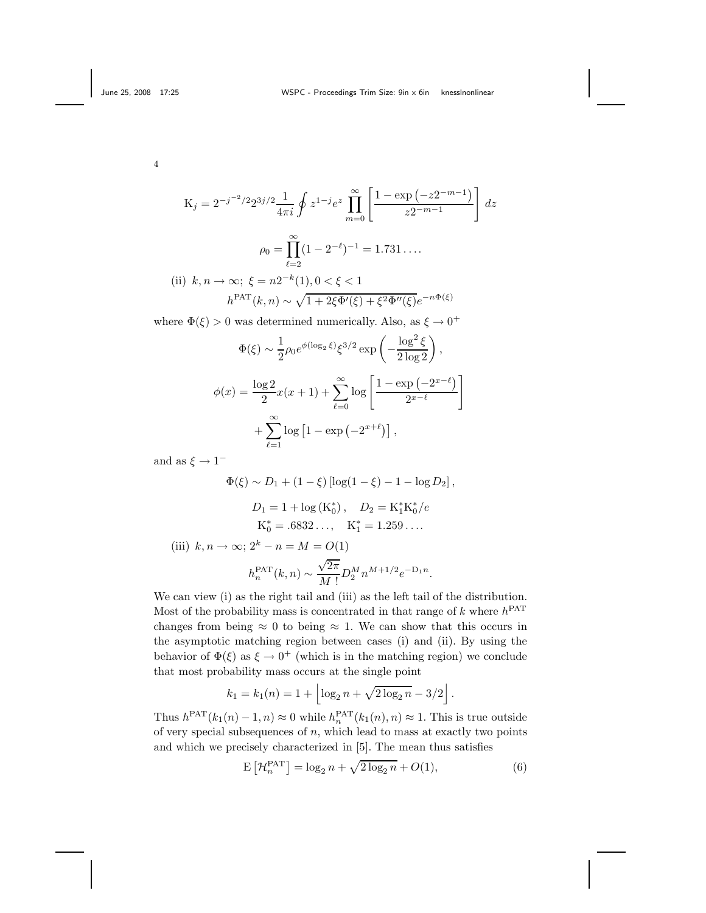$$\mathrm{K}_j = 2^{-j^{-2}/2} 2^{3j/2} \frac{1}{4\pi i} \oint z^{1-j} e^z \prod_{m=0}^{\infty} \left[ \frac{1 - \exp\left(-z 2^{-m-1}\right)}{z 2^{-m-1}} \right] dz$$

$$\rho_0 = \prod_{\ell=2}^{\infty} (1 - 2^{-\ell})^{-1} = 1.731\ldots.$$

(ii) $k, n \to \infty;\ \xi = n 2^{-k}(1), 0 < \xi < 1$

$$h^{\mathrm{PAT}}(k, n) \sim \sqrt{1 + 2\xi \Phi'(\xi) + \xi^2 \Phi''(\xi)}\, e^{-n\Phi(\xi)}$$

where $\Phi(\xi) > 0$ was determined numerically. Also, as $\xi \to 0^+$

$$\Phi(\xi) \sim \frac{1}{2} \rho_0 e^{\phi(\log_2 \xi)} \xi^{3/2} \exp\left( -\frac{\log^2 \xi}{2 \log 2} \right),$$

$$\phi(x) = \frac{\log 2}{2} x(x+1) + \sum_{\ell=0}^{\infty} \log \left[ \frac{1 - \exp\left(-2^{x-\ell}\right)}{2^{x-\ell}} \right] + \sum_{\ell=1}^{\infty} \log\left[1 - \exp\left(-2^{x+\ell}\right)\right],$$

and as $\xi \to 1^-$

$$\Phi(\xi) \sim D_1 + (1 - \xi) \left[ \log(1 - \xi) - 1 - \log D_2 \right],$$

$$D_1 = 1 + \log\left(\mathrm{K}_0^*\right), \quad D_2 = \mathrm{K}_1^* \mathrm{K}_0^* / e$$

$$\mathrm{K}_0^* = .6832\ldots, \quad \mathrm{K}_1^* = 1.259\ldots.$$

(iii) $k, n \to \infty;\ 2^k - n = M = O(1)$

$$h_n^{\mathrm{PAT}}(k, n) \sim \frac{\sqrt{2\pi}}{M\,!} D_2^M n^{M+1/2} e^{-\mathrm{D}_1 n}.$$

We can view (i) as the right tail and (iii) as the left tail of the distribution. Most of the probability mass is concentrated in that range of $k$ where $h^{\mathrm{PAT}}$ changes from being $\approx 0$ to being $\approx 1$. We can show that this occurs in the asymptotic matching region between cases (i) and (ii). By using the behavior of $\Phi(\xi)$ as $\xi \to 0^+$ (which is in the matching region) we conclude that most probability mass occurs at the single point

$$k_1 = k_1(n) = 1 + \left\lfloor \log_2 n + \sqrt{2 \log_2 n} - 3/2 \right\rfloor.$$

Thus $h^{\mathrm{PAT}}(k_1(n) - 1, n) \approx 0$ while $h_n^{\mathrm{PAT}}(k_1(n), n) \approx 1$. This is true outside of very special subsequences of $n$, which lead to mass at exactly two points and which we precisely characterized in [5]. The mean thus satisfies

$$\mathrm{E}\left[\mathcal{H}_n^{\mathrm{PAT}}\right] = \log_2 n + \sqrt{2 \log_2 n} + O(1), \tag{6}$$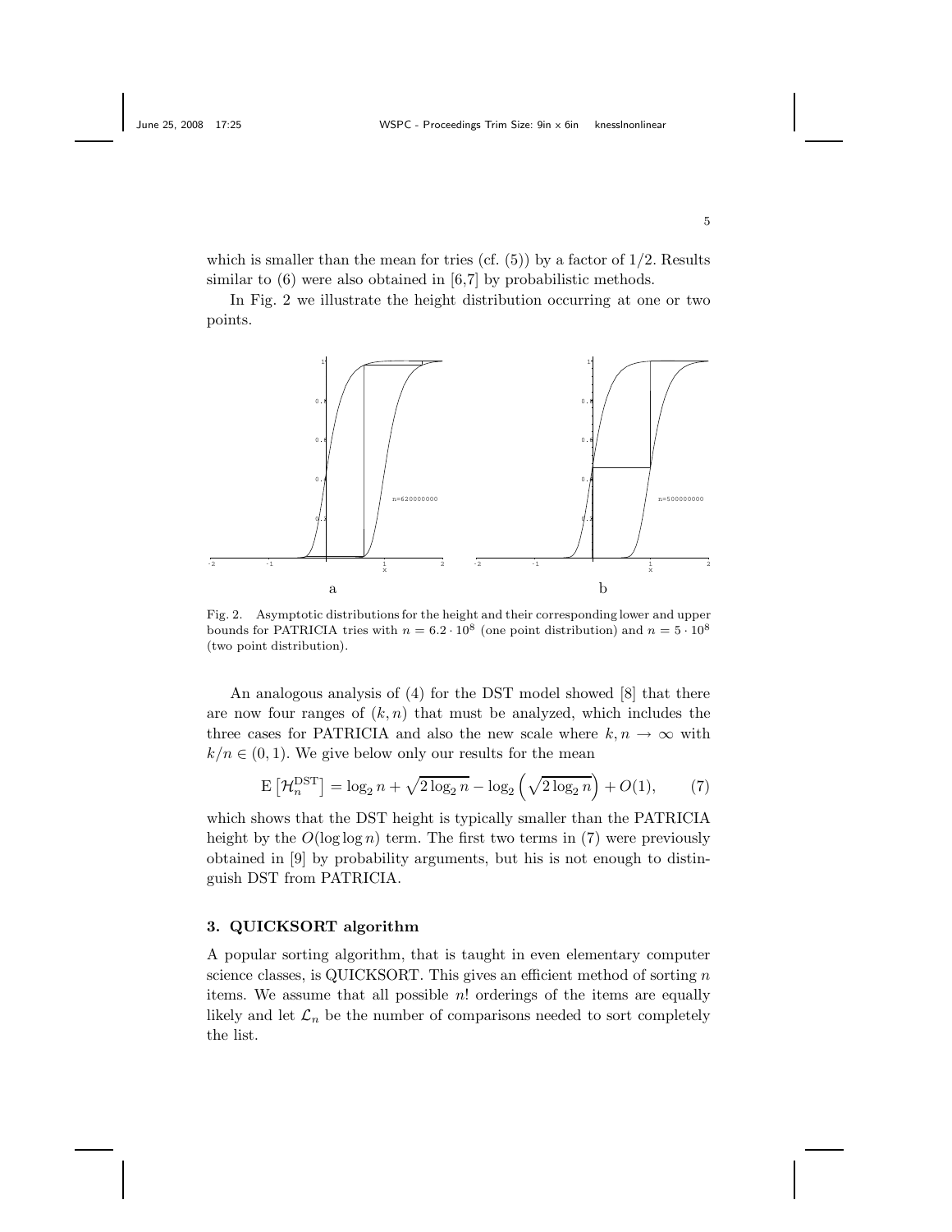which is smaller than the mean for tries (cf. (5)) by a factor of 1/2. Results similar to (6) were also obtained in [6,7] by probabilistic methods.

In Fig. 2 we illustrate the height distribution occurring at one or two points.

Fig. 2. Asymptotic distributions for the height and their corresponding lower and upper bounds for PATRICIA tries with $n = 6.2 \cdot 10^8$ (one point distribution) and $n = 5 \cdot 10^8$ (two point distribution).

An analogous analysis of (4) for the DST model showed [8] that there are now four ranges of $(k, n)$ that must be analyzed, which includes the three cases for PATRICIA and also the new scale where $k, n \to \infty$ with $k/n \in (0, 1)$. We give below only our results for the mean

$$\mathrm{E}\left[\mathcal{H}_n^{\mathrm{DST}}\right] = \log_2 n + \sqrt{2\log_2 n} - \log_2\left(\sqrt{2\log_2 n}\right) + O(1), \qquad (7)$$

which shows that the DST height is typically smaller than the PATRICIA height by the $O(\log\log n)$ term. The first two terms in (7) were previously obtained in [9] by probability arguments, but his is not enough to distinguish DST from PATRICIA.

## 3. QUICKSORT algorithm

A popular sorting algorithm, that is taught in even elementary computer science classes, is QUICKSORT. This gives an efficient method of sorting $n$ items. We assume that all possible $n!$ orderings of the items are equally likely and let $\mathcal{L}_n$ be the number of comparisons needed to sort completely the list.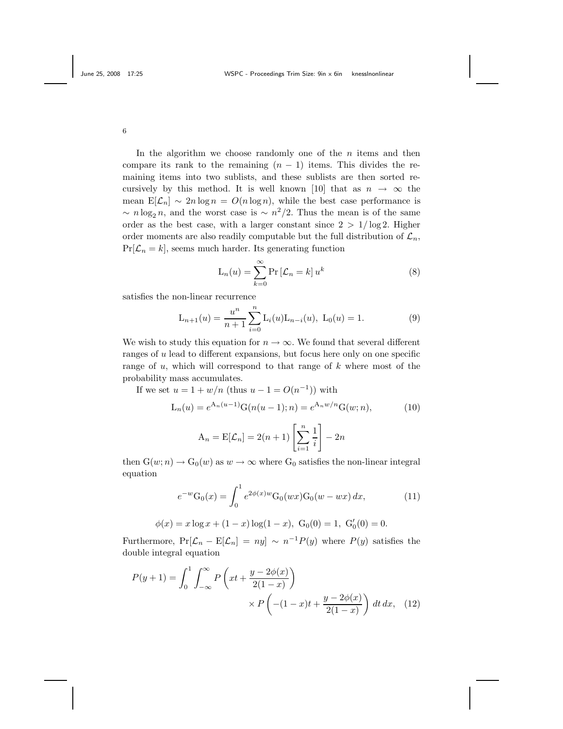In the algorithm we choose randomly one of the $n$ items and then compare its rank to the remaining $(n-1)$ items. This divides the remaining items into two sublists, and these sublists are then sorted recursively by this method. It is well known [10] that as $n \to \infty$ the mean $\mathrm{E}[\mathcal{L}_n] \sim 2n \log n = O(n \log n)$, while the best case performance is $\sim n \log_2 n$, and the worst case is $\sim n^2/2$. Thus the mean is of the same order as the best case, with a larger constant since $2 > 1/\log 2$. Higher order moments are also readily computable but the full distribution of $\mathcal{L}_n$, $\Pr[\mathcal{L}_n = k]$, seems much harder. Its generating function

$$\mathrm{L}_n(u) = \sum_{k=0}^{\infty} \Pr\left[\mathcal{L}_n = k\right] u^k \tag{8}$$

satisfies the non-linear recurrence

$$\mathrm{L}_{n+1}(u) = \frac{u^n}{n+1} \sum_{i=0}^{n} \mathrm{L}_i(u) \mathrm{L}_{n-i}(u), \ \mathrm{L}_0(u) = 1. \tag{9}$$

We wish to study this equation for $n \to \infty$. We found that several different ranges of $u$ lead to different expansions, but focus here only on one specific range of $u$, which will correspond to that range of $k$ where most of the probability mass accumulates.

If we set $u = 1 + w/n$ (thus $u - 1 = O(n^{-1})$) with

$$\mathrm{L}_n(u) = e^{\mathrm{A}_n(u-1)} \mathrm{G}(n(u-1); n) = e^{\mathrm{A}_n w/n} \mathrm{G}(w; n), \tag{10}$$

$$\mathrm{A}_n = \mathrm{E}[\mathcal{L}_n] = 2(n+1) \left[ \sum_{i=1}^{n} \frac{1}{i} \right] - 2n$$

then $\mathrm{G}(w; n) \to \mathrm{G}_0(w)$ as $w \to \infty$ where $\mathrm{G}_0$ satisfies the non-linear integral equation

$$e^{-w} \mathrm{G}_0(x) = \int_0^1 e^{2\phi(x) w} \mathrm{G}_0(wx) \mathrm{G}_0(w - wx) \, dx, \tag{11}$$

$$\phi(x) = x \log x + (1-x) \log(1-x), \ \mathrm{G}_0(0) = 1, \ \mathrm{G}_0'(0) = 0.$$

Furthermore, $\Pr[\mathcal{L}_n - \mathrm{E}[\mathcal{L}_n] = ny] \sim n^{-1} P(y)$ where $P(y)$ satisfies the double integral equation

$$P(y+1) = \int_0^1 \int_{-\infty}^{\infty} P\left( xt + \frac{y - 2\phi(x)}{2(1-x)} \right) \times P\left( -(1-x)t + \frac{y - 2\phi(x)}{2(1-x)} \right) \, dt \, dx, \tag{12}$$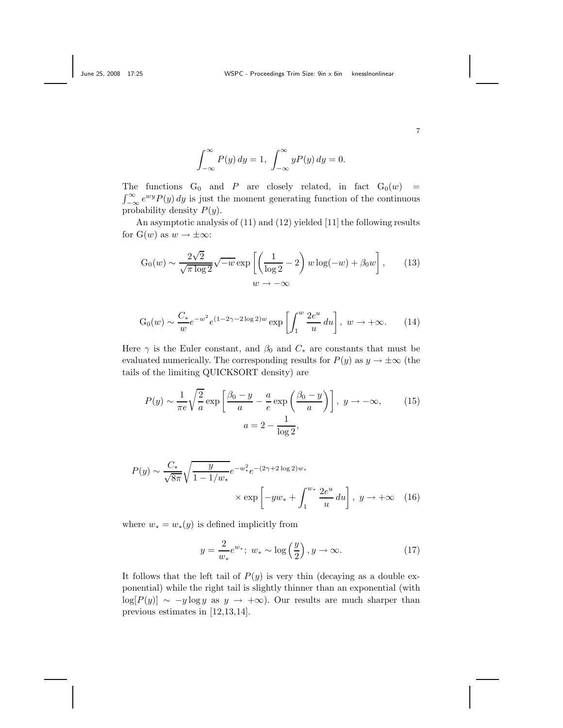$$\int_{-\infty}^{\infty} P(y)\, dy = 1, \ \int_{-\infty}^{\infty} yP(y)\, dy = 0.$$

The functions $\mathrm{G}_0$ and $P$ are closely related, in fact $\mathrm{G}_0(w) = \int_{-\infty}^{\infty} e^{wy} P(y)\, dy$ is just the moment generating function of the continuous probability density $P(y)$.

An asymptotic analysis of (11) and (12) yielded [11] the following results for $\mathrm{G}(w)$ as $w \to \pm\infty$:

$$\mathrm{G}_0(w) \sim \frac{2\sqrt{2}}{\sqrt{\pi \log 2}} \sqrt{-w} \exp\left[ \left( \frac{1}{\log 2} - 2 \right) w \log(-w) + \beta_0 w \right], \quad w \to -\infty \tag{13}$$

$$\mathrm{G}_0(w) \sim \frac{C_*}{w} e^{-w^2} e^{(1-2\gamma-2\log 2)w} \exp\left[ \int_1^w \frac{2e^u}{u}\, du \right], \ w \to +\infty. \tag{14}$$

Here $\gamma$ is the Euler constant, and $\beta_0$ and $C_*$ are constants that must be evaluated numerically. The corresponding results for $P(y)$ as $y \to \pm\infty$ (the tails of the limiting QUICKSORT density) are

$$P(y) \sim \frac{1}{\pi e} \sqrt{\frac{2}{a}} \exp\left[ \frac{\beta_0 - y}{a} - \frac{a}{e} \exp\left( \frac{\beta_0 - y}{a} \right) \right], \ y \to -\infty, \quad a = 2 - \frac{1}{\log 2}, \tag{15}$$

$$P(y) \sim \frac{C_*}{\sqrt{8\pi}} \sqrt{\frac{y}{1 - 1/w_*}} e^{-w_*^2} e^{-(2\gamma + 2\log 2)w_*} \times \exp\left[ -yw_* + \int_1^{w_*} \frac{2e^u}{u}\, du \right], \ y \to +\infty \tag{16}$$

where $w_* = w_*(y)$ is defined implicitly from

$$y = \frac{2}{w_*} e^{w_*}; \ w_* \sim \log\left(\frac{y}{2}\right), y \to \infty. \tag{17}$$

It follows that the left tail of $P(y)$ is very thin (decaying as a double exponential) while the right tail is slightly thinner than an exponential (with $\log[P(y)] \sim -y \log y$ as $y \to +\infty$). Our results are much sharper than previous estimates in [12,13,14].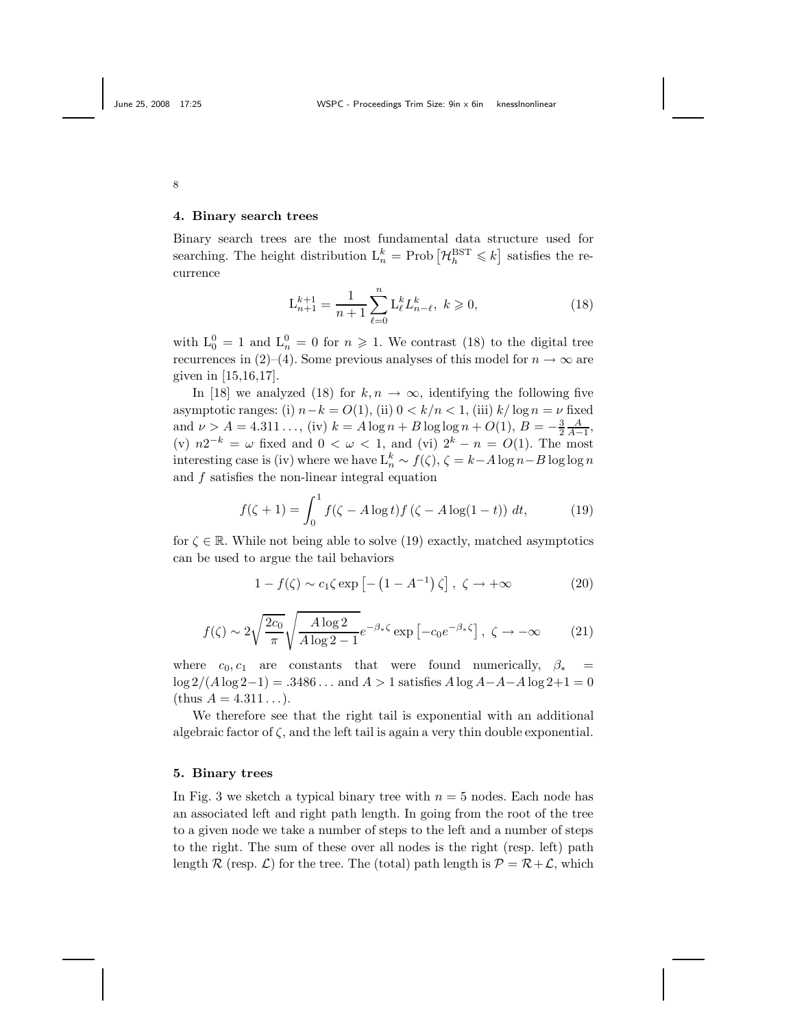## 4. Binary search trees

Binary search trees are the most fundamental data structure used for searching. The height distribution $\mathrm{L}_n^k = \mathrm{Prob}\left[\mathcal{H}_h^{\mathrm{BST}} \leqslant k\right]$ satisfies the recurrence

$$\mathrm{L}_{n+1}^{k+1} = \frac{1}{n+1} \sum_{\ell=0}^{n} \mathrm{L}_\ell^k L_{n-\ell}^k, \ k \geqslant 0, \tag{18}$$

with $\mathrm{L}_0^0 = 1$ and $\mathrm{L}_n^0 = 0$ for $n \geqslant 1$. We contrast (18) to the digital tree recurrences in (2)–(4). Some previous analyses of this model for $n \to \infty$ are given in [15,16,17].

In [18] we analyzed (18) for $k, n \to \infty$, identifying the following five asymptotic ranges: (i) $n-k = O(1)$, (ii) $0 < k/n < 1$, (iii) $k/\log n = \nu$ fixed and $\nu > A = 4.311\ldots$, (iv) $k = A\log n + B\log\log n + O(1)$, $B = -\frac{3}{2}\frac{A}{A-1}$, (v) $n2^{-k} = \omega$ fixed and $0 < \omega < 1$, and (vi) $2^k - n = O(1)$. The most interesting case is (iv) where we have $\mathrm{L}_n^k \sim f(\zeta)$, $\zeta = k - A\log n - B\log\log n$ and $f$ satisfies the non-linear integral equation

$$f(\zeta+1) = \int_0^1 f(\zeta - A\log t) f\left(\zeta - A\log(1-t)\right)\, dt, \tag{19}$$

for $\zeta \in \mathbb{R}$. While not being able to solve (19) exactly, matched asymptotics can be used to argue the tail behaviors

$$1 - f(\zeta) \sim c_1 \zeta \exp\left[-\left(1 - A^{-1}\right)\zeta\right], \ \zeta \to +\infty \tag{20}$$

$$f(\zeta) \sim 2\sqrt{\frac{2c_0}{\pi}} \sqrt{\frac{A\log 2}{A\log 2 - 1}} e^{-\beta_* \zeta} \exp\left[-c_0 e^{-\beta_* \zeta}\right], \ \zeta \to -\infty \tag{21}$$

where $c_0, c_1$ are constants that were found numerically, $\beta_* = \log 2/(A\log 2 - 1) = .3486\ldots$ and $A > 1$ satisfies $A\log A - A - A\log 2 + 1 = 0$ (thus $A = 4.311\ldots$).

We therefore see that the right tail is exponential with an additional algebraic factor of $\zeta$, and the left tail is again a very thin double exponential.

## 5. Binary trees

In Fig. 3 we sketch a typical binary tree with $n = 5$ nodes. Each node has an associated left and right path length. In going from the root of the tree to a given node we take a number of steps to the left and a number of steps to the right. The sum of these over all nodes is the right (resp. left) path length $\mathcal{R}$ (resp. $\mathcal{L}$) for the tree. The (total) path length is $\mathcal{P} = \mathcal{R} + \mathcal{L}$, which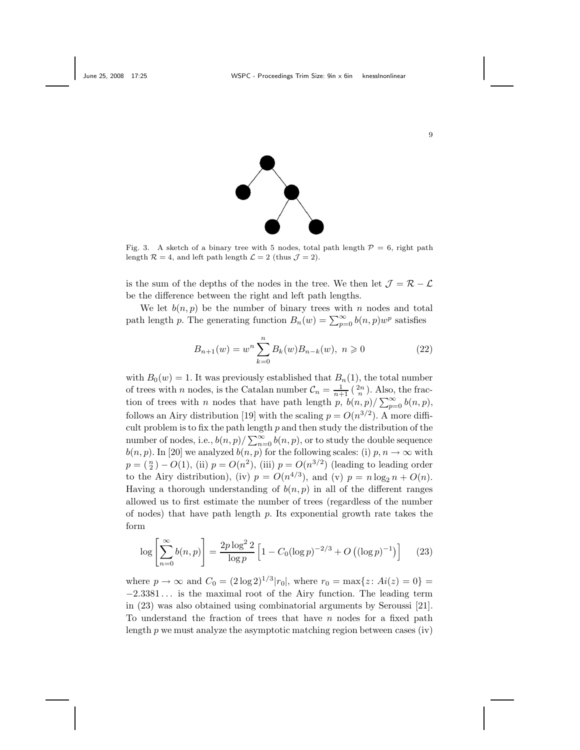Fig. 3. A sketch of a binary tree with 5 nodes, total path length $\mathcal{P} = 6$, right path length $\mathcal{R} = 4$, and left path length $\mathcal{L} = 2$ (thus $\mathcal{J} = 2$).

is the sum of the depths of the nodes in the tree. We then let $\mathcal{J} = \mathcal{R} - \mathcal{L}$ be the difference between the right and left path lengths.

We let $b(n, p)$ be the number of binary trees with $n$ nodes and total path length $p$. The generating function $B_n(w) = \sum_{p=0}^{\infty} b(n, p) w^p$ satisfies

$$B_{n+1}(w) = w^n \sum_{k=0}^{n} B_k(w) B_{n-k}(w), \; n \geqslant 0 \tag{22}$$

with $B_0(w) = 1$. It was previously established that $B_n(1)$, the total number of trees with $n$ nodes, is the Catalan number $\mathcal{C}_n = \frac{1}{n+1}\binom{2n}{n}$. Also, the fraction of trees with $n$ nodes that have path length $p$, $b(n, p)/\sum_{p=0}^{\infty} b(n, p)$, follows an Airy distribution [19] with the scaling $p = O(n^{3/2})$. A more difficult problem is to fix the path length $p$ and then study the distribution of the number of nodes, i.e., $b(n, p)/\sum_{n=0}^{\infty} b(n, p)$, or to study the double sequence $b(n, p)$. In [20] we analyzed $b(n, p)$ for the following scales: (i) $p, n \to \infty$ with $p = \binom{n}{2} - O(1)$, (ii) $p = O(n^2)$, (iii) $p = O(n^{3/2})$ (leading to leading order to the Airy distribution), (iv) $p = O(n^{4/3})$, and (v) $p = n \log_2 n + O(n)$. Having a thorough understanding of $b(n, p)$ in all of the different ranges allowed us to first estimate the number of trees (regardless of the number of nodes) that have path length $p$. Its exponential growth rate takes the form

$$\log \left[ \sum_{n=0}^{\infty} b(n, p) \right] = \frac{2p \log^2 2}{\log p} \left[ 1 - C_0 (\log p)^{-2/3} + O\left( (\log p)^{-1} \right) \right] \tag{23}$$

where $p \to \infty$ and $C_0 = (2 \log 2)^{1/3} |r_0|$, where $r_0 = \max\{z \colon Ai(z) = 0\} = -2.3381\ldots$ is the maximal root of the Airy function. The leading term in (23) was also obtained using combinatorial arguments by Seroussi [21]. To understand the fraction of trees that have $n$ nodes for a fixed path length $p$ we must analyze the asymptotic matching region between cases (iv)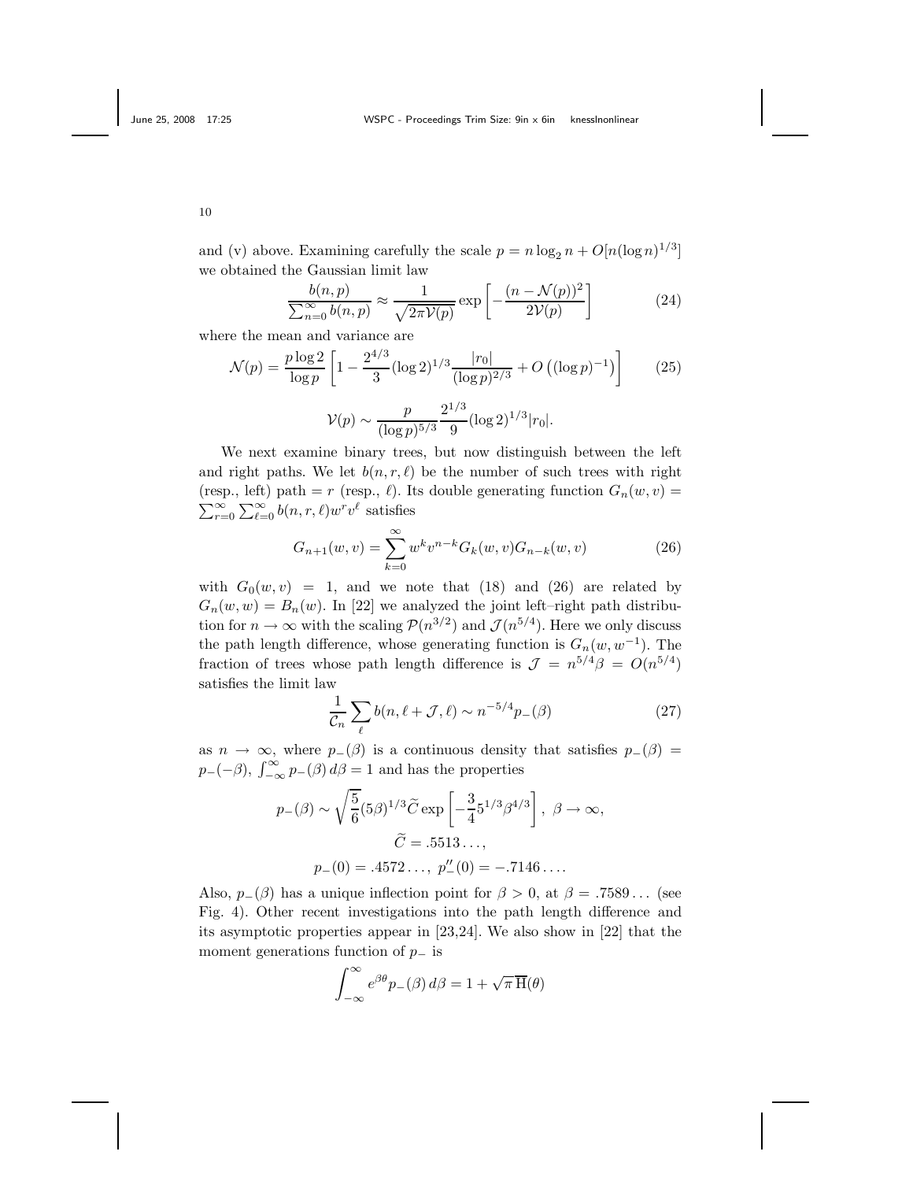and (v) above. Examining carefully the scale $p = n \log_2 n + O[n(\log n)^{1/3}]$ we obtained the Gaussian limit law

$$\frac{b(n,p)}{\sum_{n=0}^{\infty} b(n,p)} \approx \frac{1}{\sqrt{2\pi \mathcal{V}(p)}} \exp\left[-\frac{(n-\mathcal{N}(p))^2}{2\mathcal{V}(p)}\right] \tag{24}$$

where the mean and variance are

$$\mathcal{N}(p) = \frac{p \log 2}{\log p}\left[1 - \frac{2^{4/3}}{3}(\log 2)^{1/3}\frac{|r_0|}{(\log p)^{2/3}} + O\left((\log p)^{-1}\right)\right] \tag{25}$$

$$\mathcal{V}(p) \sim \frac{p}{(\log p)^{5/3}}\frac{2^{1/3}}{9}(\log 2)^{1/3}|r_0|.$$

We next examine binary trees, but now distinguish between the left and right paths. We let $b(n, r, \ell)$ be the number of such trees with right (resp., left) path $= r$ (resp., $\ell$). Its double generating function $G_n(w,v) = \sum_{r=0}^{\infty}\sum_{\ell=0}^{\infty} b(n,r,\ell) w^r v^\ell$ satisfies

$$G_{n+1}(w,v) = \sum_{k=0}^{\infty} w^k v^{n-k} G_k(w,v) G_{n-k}(w,v) \tag{26}$$

with $G_0(w,v) = 1$, and we note that (18) and (26) are related by $G_n(w,w) = B_n(w)$. In [22] we analyzed the joint left–right path distribution for $n \to \infty$ with the scaling $\mathcal{P}(n^{3/2})$ and $\mathcal{J}(n^{5/4})$. Here we only discuss the path length difference, whose generating function is $G_n(w, w^{-1})$. The fraction of trees whose path length difference is $\mathcal{J} = n^{5/4}\beta = O(n^{5/4})$ satisfies the limit law

$$\frac{1}{\mathcal{C}_n}\sum_{\ell} b(n, \ell + \mathcal{J}, \ell) \sim n^{-5/4} p_-(\beta) \tag{27}$$

as $n \to \infty$, where $p_-(\beta)$ is a continuous density that satisfies $p_-(\beta) = p_-(-\beta)$, $\int_{-\infty}^{\infty} p_-(\beta)\, d\beta = 1$ and has the properties

$$p_-(\beta) \sim \sqrt{\frac{5}{6}}(5\beta)^{1/3}\widetilde{C}\exp\left[-\frac{3}{4}5^{1/3}\beta^{4/3}\right],\ \beta \to \infty,$$

$$\widetilde{C} = .5513\ldots,$$

$$p_-(0) = .4572\ldots,\ p_-''(0) = -.7146\ldots.$$

Also, $p_-(\beta)$ has a unique inflection point for $\beta > 0$, at $\beta = .7589\ldots$ (see Fig. 4). Other recent investigations into the path length difference and its asymptotic properties appear in [23,24]. We also show in [22] that the moment generations function of $p_-$ is

$$\int_{-\infty}^{\infty} e^{\beta\theta} p_-(\beta)\, d\beta = 1 + \sqrt{\pi}\,\overline{\mathrm{H}}(\theta)$$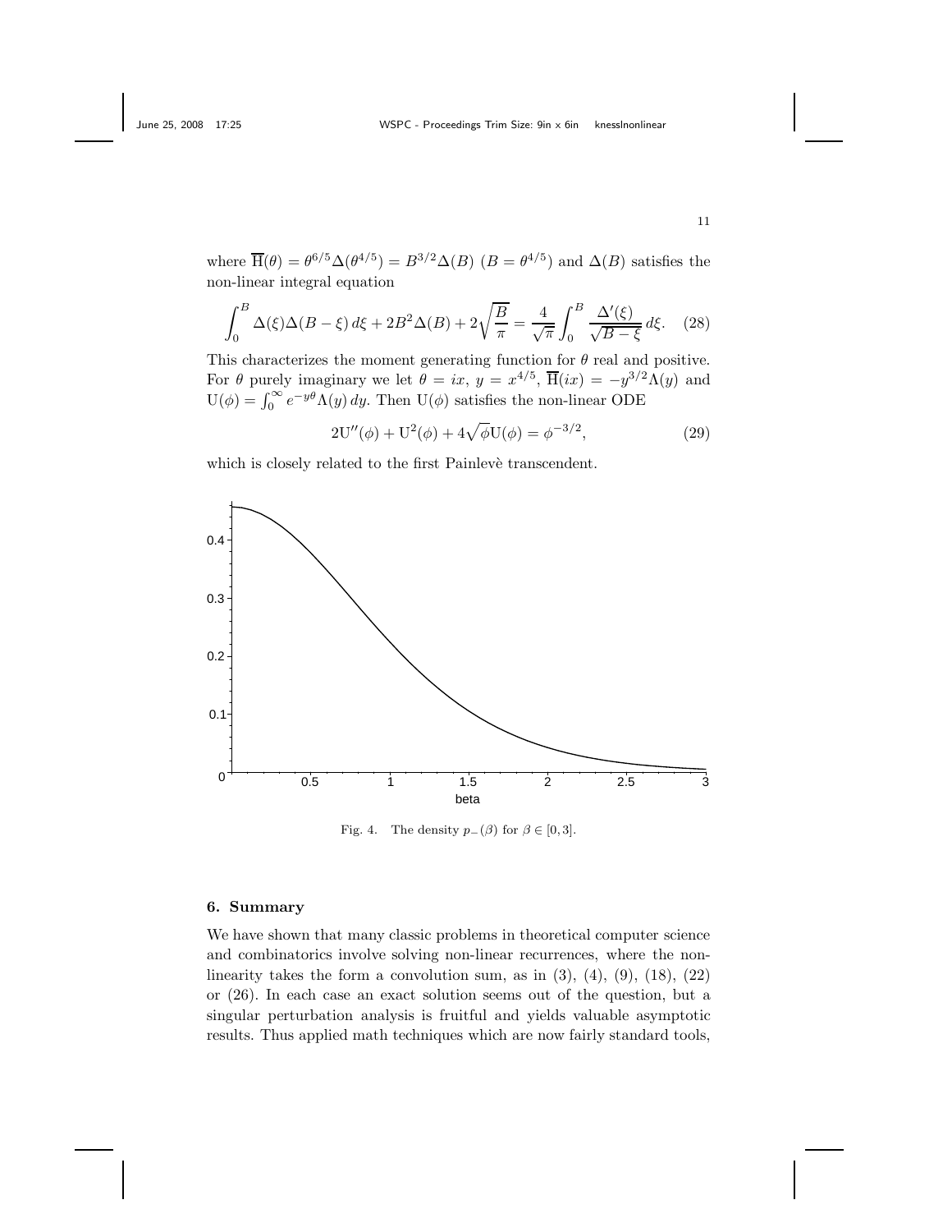where $\overline{\mathrm{H}}(\theta) = \theta^{6/5}\Delta(\theta^{4/5}) = B^{3/2}\Delta(B)$ $(B = \theta^{4/5})$ and $\Delta(B)$ satisfies the non-linear integral equation

$$\int_0^B \Delta(\xi)\Delta(B-\xi)\, d\xi + 2B^2\Delta(B) + 2\sqrt{\frac{B}{\pi}} = \frac{4}{\sqrt{\pi}} \int_0^B \frac{\Delta'(\xi)}{\sqrt{B-\xi}}\, d\xi. \quad (28)$$

This characterizes the moment generating function for $\theta$ real and positive. For $\theta$ purely imaginary we let $\theta = ix$, $y = x^{4/5}$, $\overline{\mathrm{H}}(ix) = -y^{3/2}\Lambda(y)$ and $\mathrm{U}(\phi) = \int_0^\infty e^{-y\theta}\Lambda(y)\, dy$. Then $\mathrm{U}(\phi)$ satisfies the non-linear ODE

$$2\mathrm{U}''(\phi) + \mathrm{U}^2(\phi) + 4\sqrt{\phi}\,\mathrm{U}(\phi) = \phi^{-3/2}, \quad (29)$$

which is closely related to the first Painlevè transcendent.

Fig. 4. The density $p_-(\beta)$ for $\beta \in [0, 3]$.

## 6. Summary

We have shown that many classic problems in theoretical computer science and combinatorics involve solving non-linear recurrences, where the non-linearity takes the form a convolution sum, as in (3), (4), (9), (18), (22) or (26). In each case an exact solution seems out of the question, but a singular perturbation analysis is fruitful and yields valuable asymptotic results. Thus applied math techniques which are now fairly standard tools,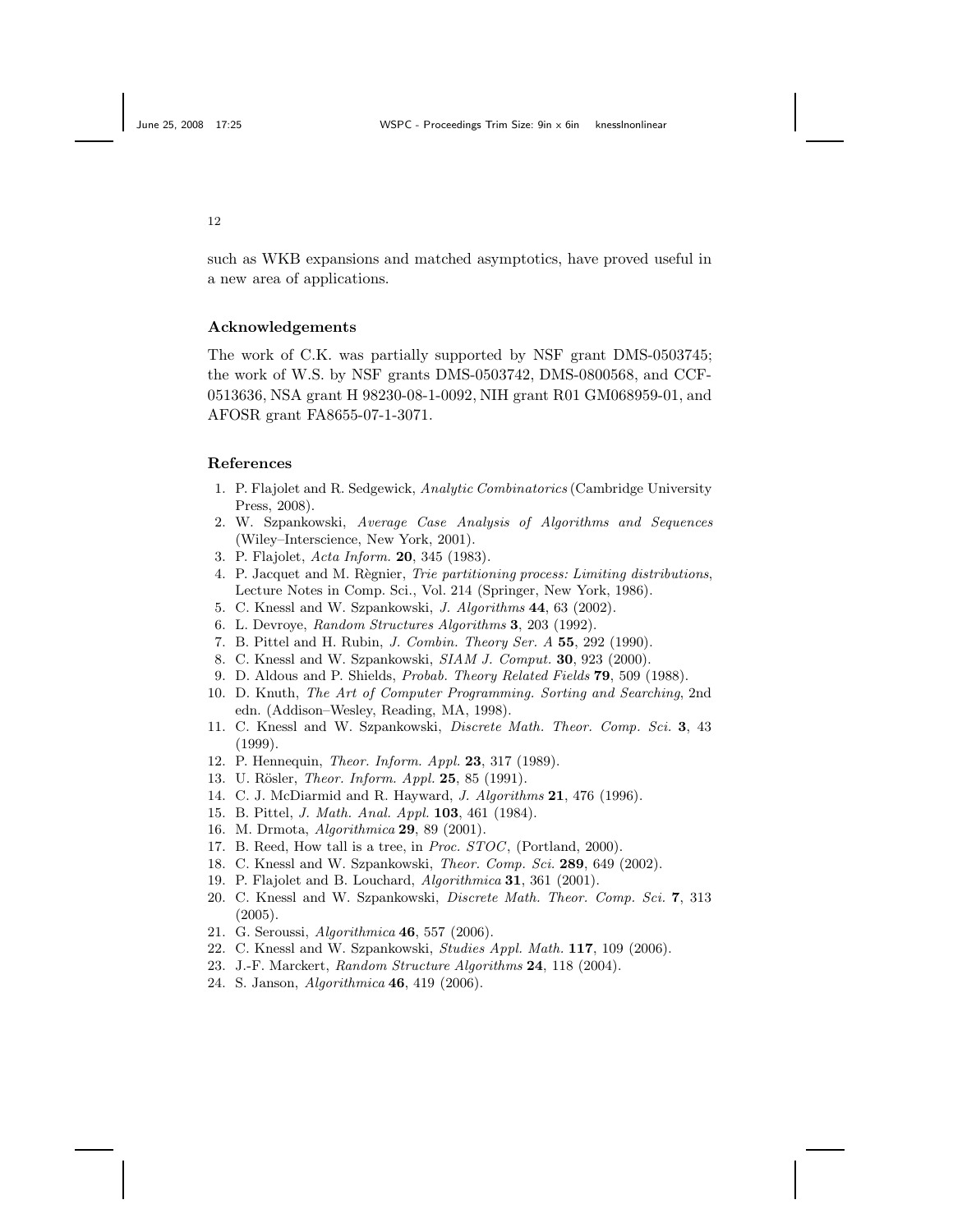such as WKB expansions and matched asymptotics, have proved useful in a new area of applications.

## Acknowledgements

The work of C.K. was partially supported by NSF grant DMS-0503745; the work of W.S. by NSF grants DMS-0503742, DMS-0800568, and CCF-0513636, NSA grant H 98230-08-1-0092, NIH grant R01 GM068959-01, and AFOSR grant FA8655-07-1-3071.

## References

1. P. Flajolet and R. Sedgewick, *Analytic Combinatorics* (Cambridge University Press, 2008).
2. W. Szpankowski, *Average Case Analysis of Algorithms and Sequences* (Wiley–Interscience, New York, 2001).
3. P. Flajolet, *Acta Inform.* **20**, 345 (1983).
4. P. Jacquet and M. Règnier, *Trie partitioning process: Limiting distributions*, Lecture Notes in Comp. Sci., Vol. 214 (Springer, New York, 1986).
5. C. Knessl and W. Szpankowski, *J. Algorithms* **44**, 63 (2002).
6. L. Devroye, *Random Structures Algorithms* **3**, 203 (1992).
7. B. Pittel and H. Rubin, *J. Combin. Theory Ser. A* **55**, 292 (1990).
8. C. Knessl and W. Szpankowski, *SIAM J. Comput.* **30**, 923 (2000).
9. D. Aldous and P. Shields, *Probab. Theory Related Fields* **79**, 509 (1988).
10. D. Knuth, *The Art of Computer Programming. Sorting and Searching*, 2nd edn. (Addison–Wesley, Reading, MA, 1998).
11. C. Knessl and W. Szpankowski, *Discrete Math. Theor. Comp. Sci.* **3**, 43 (1999).
12. P. Hennequin, *Theor. Inform. Appl.* **23**, 317 (1989).
13. U. Rösler, *Theor. Inform. Appl.* **25**, 85 (1991).
14. C. J. McDiarmid and R. Hayward, *J. Algorithms* **21**, 476 (1996).
15. B. Pittel, *J. Math. Anal. Appl.* **103**, 461 (1984).
16. M. Drmota, *Algorithmica* **29**, 89 (2001).
17. B. Reed, How tall is a tree, in *Proc. STOC*, (Portland, 2000).
18. C. Knessl and W. Szpankowski, *Theor. Comp. Sci.* **289**, 649 (2002).
19. P. Flajolet and B. Louchard, *Algorithmica* **31**, 361 (2001).
20. C. Knessl and W. Szpankowski, *Discrete Math. Theor. Comp. Sci.* **7**, 313 (2005).
21. G. Seroussi, *Algorithmica* **46**, 557 (2006).
22. C. Knessl and W. Szpankowski, *Studies Appl. Math.* **117**, 109 (2006).
23. J.-F. Marckert, *Random Structure Algorithms* **24**, 118 (2004).
24. S. Janson, *Algorithmica* **46**, 419 (2006).